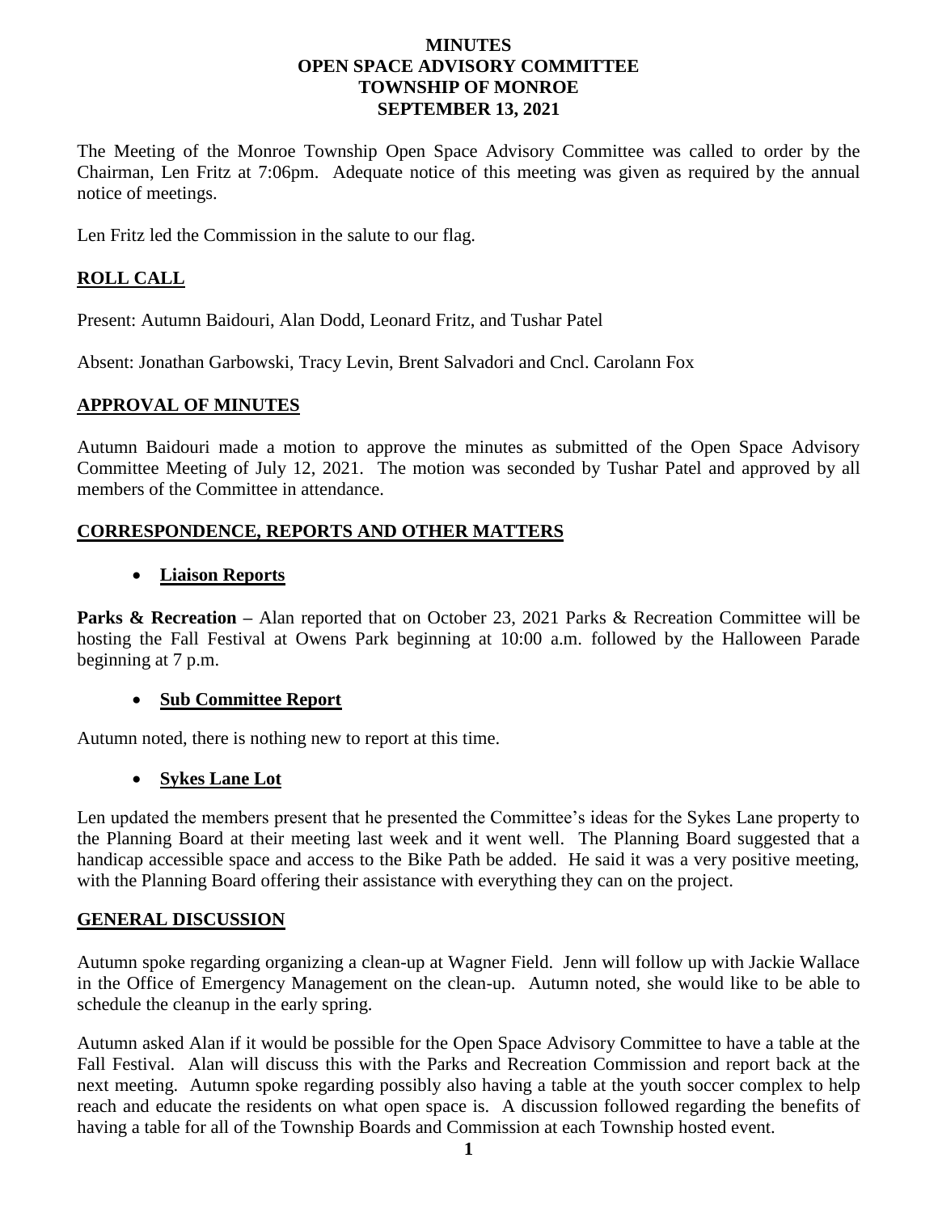# MINUTES
# OPEN SPACE ADVISORY COMMITTEE
# TOWNSHIP OF MONROE
# SEPTEMBER 13, 2021

The Meeting of the Monroe Township Open Space Advisory Committee was called to order by the Chairman, Len Fritz at 7:06pm. Adequate notice of this meeting was given as required by the annual notice of meetings.

Len Fritz led the Commission in the salute to our flag.

## ROLL CALL

Present: Autumn Baidouri, Alan Dodd, Leonard Fritz, and Tushar Patel

Absent: Jonathan Garbowski, Tracy Levin, Brent Salvadori and Cncl. Carolann Fox

## APPROVAL OF MINUTES

Autumn Baidouri made a motion to approve the minutes as submitted of the Open Space Advisory Committee Meeting of July 12, 2021. The motion was seconded by Tushar Patel and approved by all members of the Committee in attendance.

## CORRESPONDENCE, REPORTS AND OTHER MATTERS

- **Liaison Reports**

**Parks & Recreation –** Alan reported that on October 23, 2021 Parks & Recreation Committee will be hosting the Fall Festival at Owens Park beginning at 10:00 a.m. followed by the Halloween Parade beginning at 7 p.m.

- **Sub Committee Report**

Autumn noted, there is nothing new to report at this time.

- **Sykes Lane Lot**

Len updated the members present that he presented the Committee's ideas for the Sykes Lane property to the Planning Board at their meeting last week and it went well. The Planning Board suggested that a handicap accessible space and access to the Bike Path be added. He said it was a very positive meeting, with the Planning Board offering their assistance with everything they can on the project.

## GENERAL DISCUSSION

Autumn spoke regarding organizing a clean-up at Wagner Field. Jenn will follow up with Jackie Wallace in the Office of Emergency Management on the clean-up. Autumn noted, she would like to be able to schedule the cleanup in the early spring.

Autumn asked Alan if it would be possible for the Open Space Advisory Committee to have a table at the Fall Festival. Alan will discuss this with the Parks and Recreation Commission and report back at the next meeting. Autumn spoke regarding possibly also having a table at the youth soccer complex to help reach and educate the residents on what open space is. A discussion followed regarding the benefits of having a table for all of the Township Boards and Commission at each Township hosted event.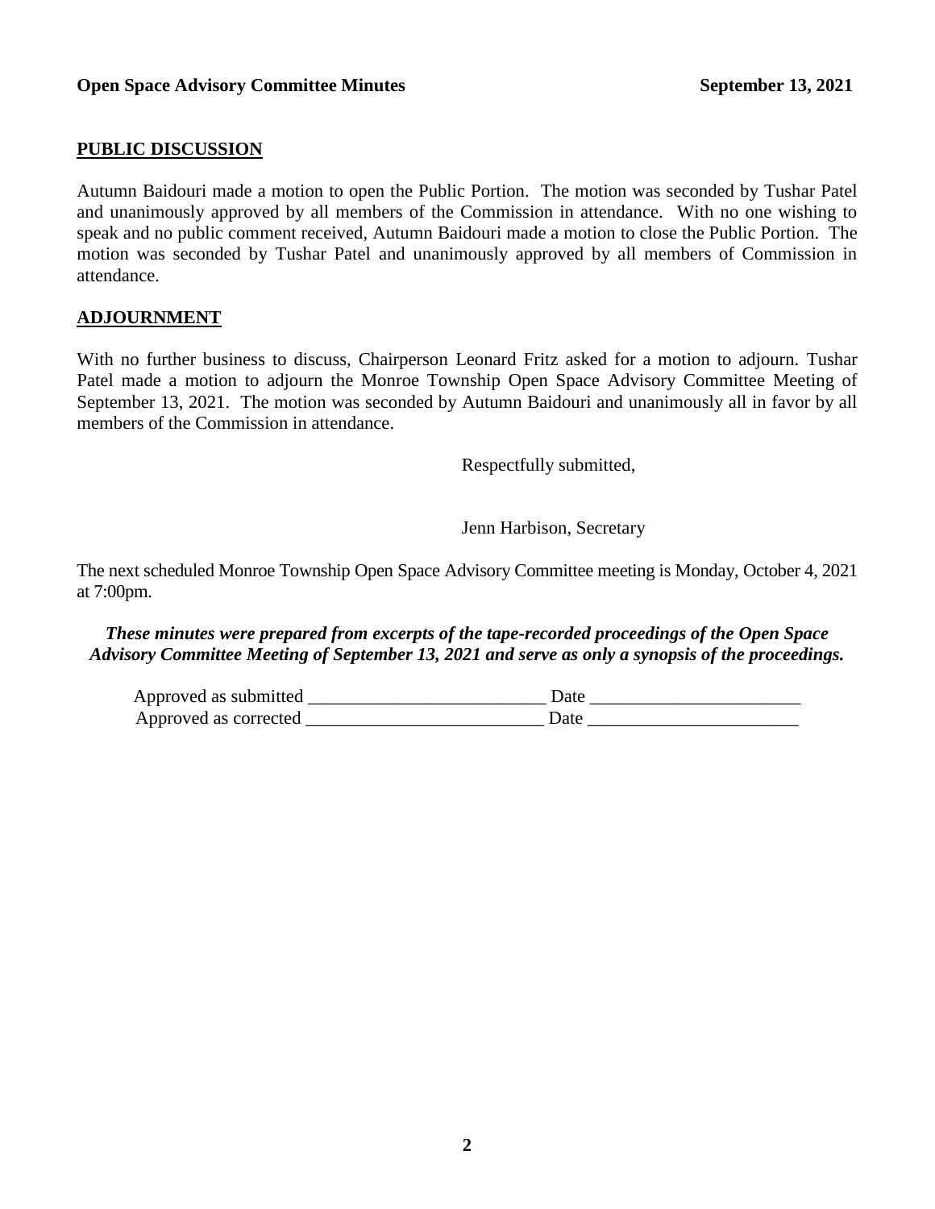## PUBLIC DISCUSSION

Autumn Baidouri made a motion to open the Public Portion. The motion was seconded by Tushar Patel and unanimously approved by all members of the Commission in attendance. With no one wishing to speak and no public comment received, Autumn Baidouri made a motion to close the Public Portion. The motion was seconded by Tushar Patel and unanimously approved by all members of Commission in attendance.

## ADJOURNMENT

With no further business to discuss, Chairperson Leonard Fritz asked for a motion to adjourn. Tushar Patel made a motion to adjourn the Monroe Township Open Space Advisory Committee Meeting of September 13, 2021. The motion was seconded by Autumn Baidouri and unanimously all in favor by all members of the Commission in attendance.

Respectfully submitted,

Jenn Harbison, Secretary

The next scheduled Monroe Township Open Space Advisory Committee meeting is Monday, October 4, 2021 at 7:00pm.

***These minutes were prepared from excerpts of the tape-recorded proceedings of the Open Space Advisory Committee Meeting of September 13, 2021 and serve as only a synopsis of the proceedings.***

Approved as submitted __________________________ Date _______________________

Approved as corrected __________________________ Date _______________________